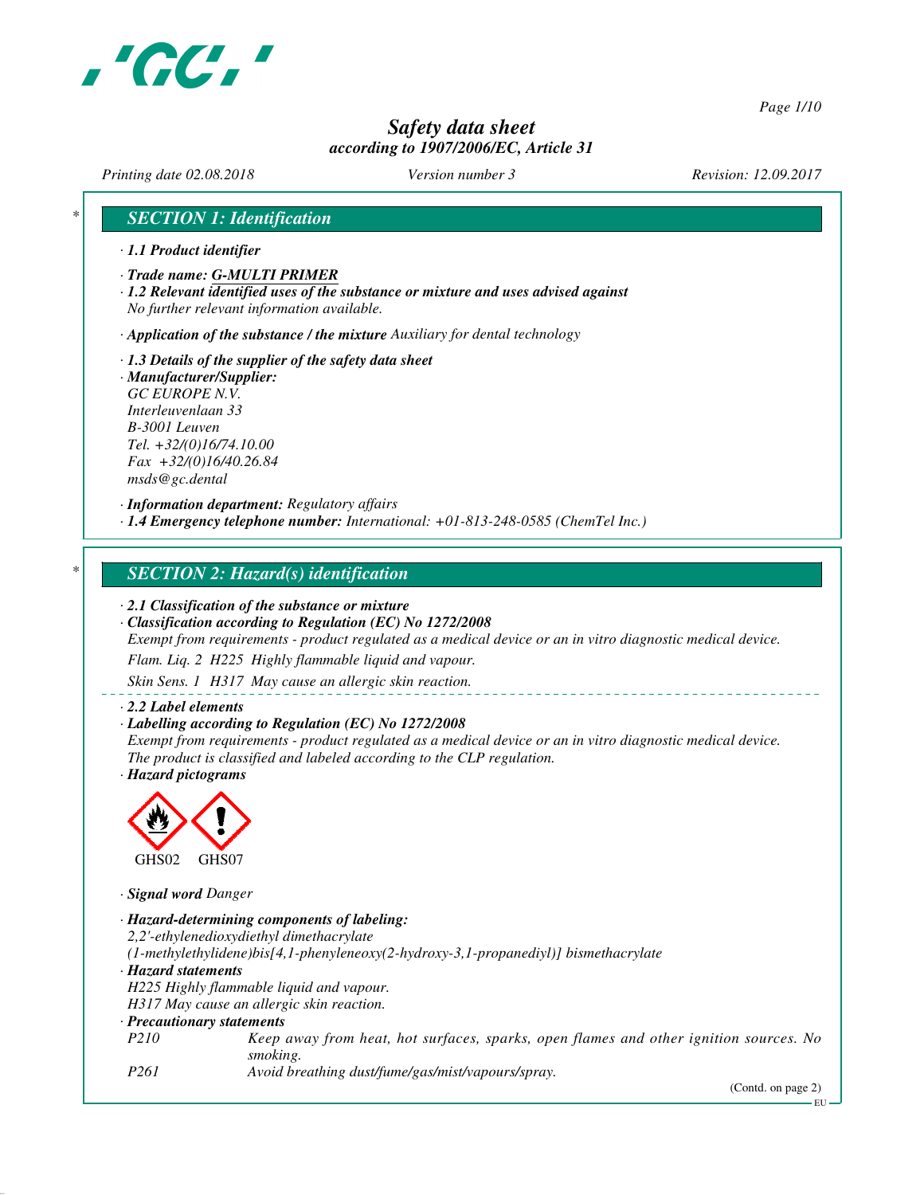# Safety data sheet
*according to 1907/2006/EC, Article 31*

*Printing date 02.08.2018* *Version number 3* *Revision: 12.09.2017*

## SECTION 1: Identification

· **1.1 Product identifier**

· **Trade name: G-MULTI PRIMER**

· **1.2 Relevant identified uses of the substance or mixture and uses advised against**
No further relevant information available.

· **Application of the substance / the mixture** Auxiliary for dental technology

· **1.3 Details of the supplier of the safety data sheet**

· **Manufacturer/Supplier:**
GC EUROPE N.V.
Interleuvenlaan 33
B-3001 Leuven
Tel. +32/(0)16/74.10.00
Fax +32/(0)16/40.26.84
msds@gc.dental

· **Information department:** Regulatory affairs

· **1.4 Emergency telephone number:** International: +01-813-248-0585 (ChemTel Inc.)

## SECTION 2: Hazard(s) identification

· **2.1 Classification of the substance or mixture**

· **Classification according to Regulation (EC) No 1272/2008**
Exempt from requirements - product regulated as a medical device or an in vitro diagnostic medical device.

Flam. Liq. 2 H225 Highly flammable liquid and vapour.

Skin Sens. 1 H317 May cause an allergic skin reaction.

· **2.2 Label elements**

· **Labelling according to Regulation (EC) No 1272/2008**
Exempt from requirements - product regulated as a medical device or an in vitro diagnostic medical device.
The product is classified and labeled according to the CLP regulation.

· **Hazard pictograms**

GHS02 GHS07

· **Signal word** Danger

· **Hazard-determining components of labeling:**
2,2'-ethylenedioxydiethyl dimethacrylate
(1-methylethylidene)bis[4,1-phenyleneoxy(2-hydroxy-3,1-propanediyl)] bismethacrylate

· **Hazard statements**
H225 Highly flammable liquid and vapour.
H317 May cause an allergic skin reaction.

· **Precautionary statements**

| | |
|---|---|
| P210 | Keep away from heat, hot surfaces, sparks, open flames and other ignition sources. No smoking. |
| P261 | Avoid breathing dust/fume/gas/mist/vapours/spray. |

(Contd. on page 2)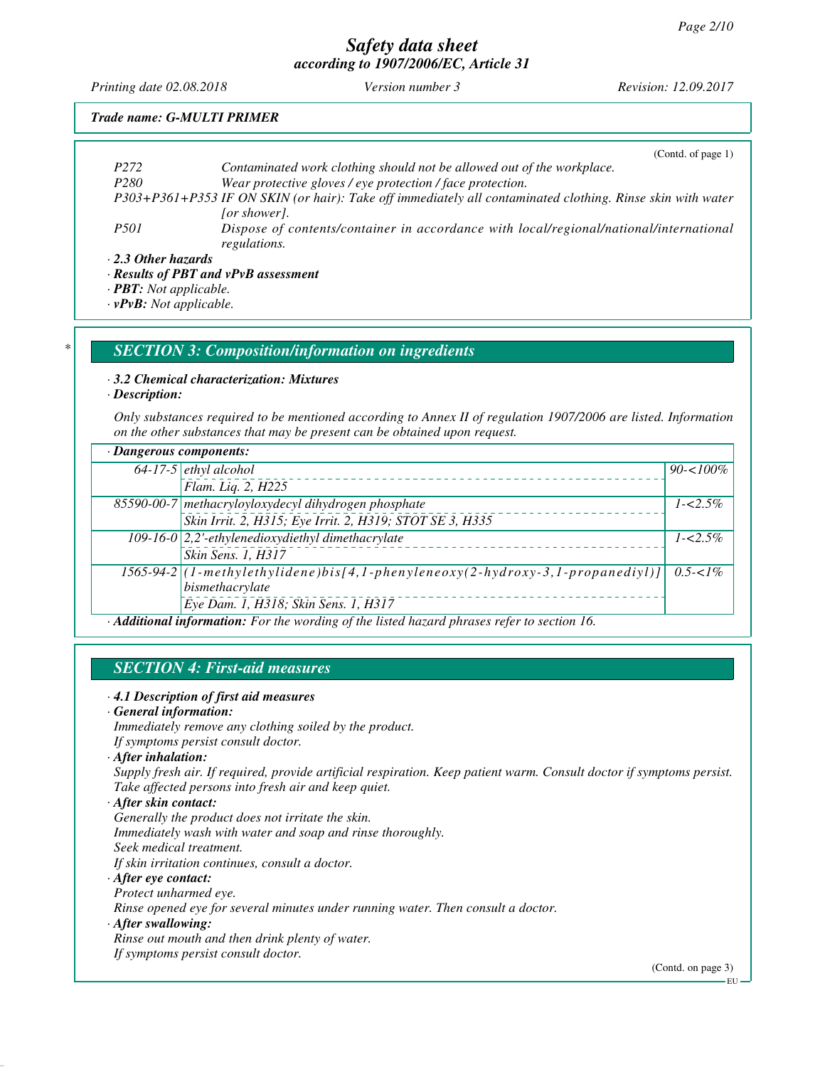(Contd. of page 1)

| | |
|---|---|
| P272 | Contaminated work clothing should not be allowed out of the workplace. |
| P280 | Wear protective gloves / eye protection / face protection. |
| P303+P361+P353 | IF ON SKIN (or hair): Take off immediately all contaminated clothing. Rinse skin with water [or shower]. |
| P501 | Dispose of contents/container in accordance with local/regional/national/international regulations. |

· **2.3 Other hazards**
· **Results of PBT and vPvB assessment**
· **PBT:** Not applicable.
· **vPvB:** Not applicable.

## SECTION 3: Composition/information on ingredients

· **3.2 Chemical characterization: Mixtures**
· **Description:**

Only substances required to be mentioned according to Annex II of regulation 1907/2006 are listed. Information on the other substances that may be present can be obtained upon request.

· **Dangerous components:**

| CAS | Component / Classification | Concentration |
|---|---|---|
| 64-17-5 | ethyl alcohol<br>Flam. Liq. 2, H225 | 90-<100% |
| 85590-00-7 | methacryloyloxydecyl dihydrogen phosphate<br>Skin Irrit. 2, H315; Eye Irrit. 2, H319; STOT SE 3, H335 | 1-<2.5% |
| 109-16-0 | 2,2'-ethylenedioxydiethyl dimethacrylate<br>Skin Sens. 1, H317 | 1-<2.5% |
| 1565-94-2 | (1-methylethylidene)bis[4,1-phenyleneoxy(2-hydroxy-3,1-propanediyl)] bismethacrylate<br>Eye Dam. 1, H318; Skin Sens. 1, H317 | 0.5-<1% |

· **Additional information:** For the wording of the listed hazard phrases refer to section 16.

## SECTION 4: First-aid measures

· **4.1 Description of first aid measures**
· **General information:**
Immediately remove any clothing soiled by the product.
If symptoms persist consult doctor.
· **After inhalation:**
Supply fresh air. If required, provide artificial respiration. Keep patient warm. Consult doctor if symptoms persist.
Take affected persons into fresh air and keep quiet.
· **After skin contact:**
Generally the product does not irritate the skin.
Immediately wash with water and soap and rinse thoroughly.
Seek medical treatment.
If skin irritation continues, consult a doctor.
· **After eye contact:**
Protect unharmed eye.
Rinse opened eye for several minutes under running water. Then consult a doctor.
· **After swallowing:**
Rinse out mouth and then drink plenty of water.
If symptoms persist consult doctor.

(Contd. on page 3)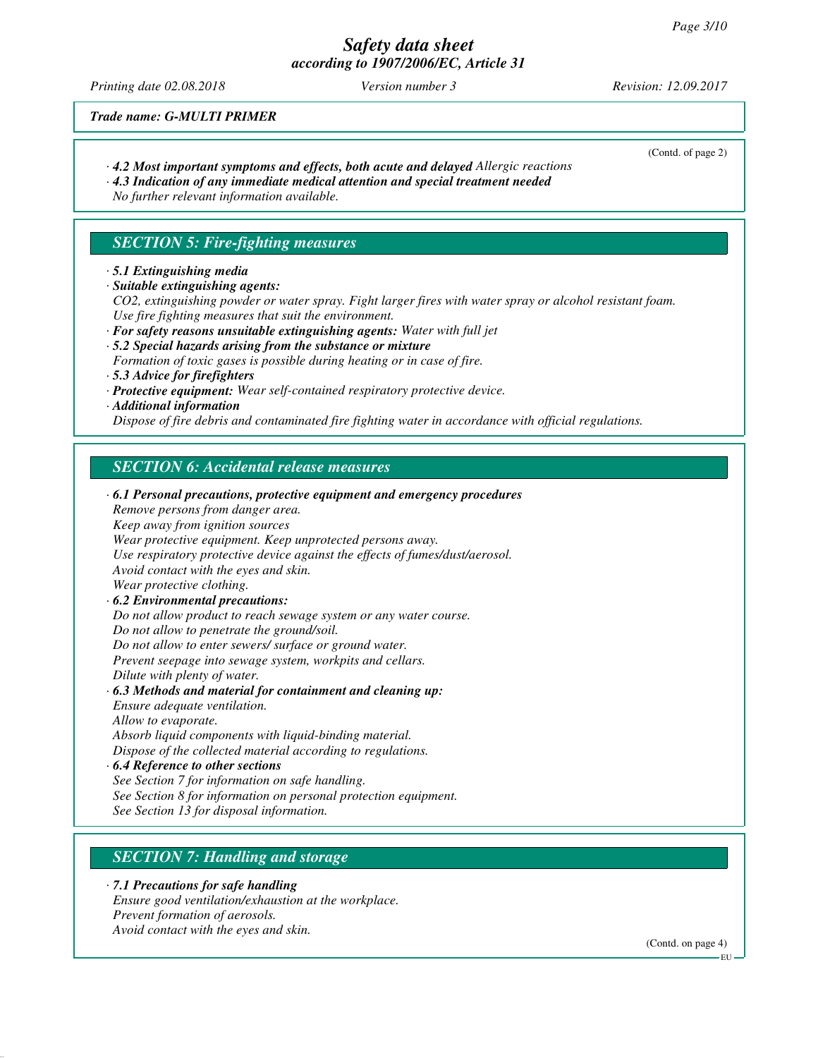Trade name: G-MULTI PRIMER

(Contd. of page 2)

· **4.2 Most important symptoms and effects, both acute and delayed** Allergic reactions
· **4.3 Indication of any immediate medical attention and special treatment needed**
No further relevant information available.

## SECTION 5: Fire-fighting measures

· **5.1 Extinguishing media**
· **Suitable extinguishing agents:**
$CO_2$, extinguishing powder or water spray. Fight larger fires with water spray or alcohol resistant foam.
Use fire fighting measures that suit the environment.
· **For safety reasons unsuitable extinguishing agents:** Water with full jet
· **5.2 Special hazards arising from the substance or mixture**
Formation of toxic gases is possible during heating or in case of fire.
· **5.3 Advice for firefighters**
· **Protective equipment:** Wear self-contained respiratory protective device.
· **Additional information**
Dispose of fire debris and contaminated fire fighting water in accordance with official regulations.

## SECTION 6: Accidental release measures

· **6.1 Personal precautions, protective equipment and emergency procedures**
Remove persons from danger area.
Keep away from ignition sources
Wear protective equipment. Keep unprotected persons away.
Use respiratory protective device against the effects of fumes/dust/aerosol.
Avoid contact with the eyes and skin.
Wear protective clothing.
· **6.2 Environmental precautions:**
Do not allow product to reach sewage system or any water course.
Do not allow to penetrate the ground/soil.
Do not allow to enter sewers/ surface or ground water.
Prevent seepage into sewage system, workpits and cellars.
Dilute with plenty of water.
· **6.3 Methods and material for containment and cleaning up:**
Ensure adequate ventilation.
Allow to evaporate.
Absorb liquid components with liquid-binding material.
Dispose of the collected material according to regulations.
· **6.4 Reference to other sections**
See Section 7 for information on safe handling.
See Section 8 for information on personal protection equipment.
See Section 13 for disposal information.

## SECTION 7: Handling and storage

· **7.1 Precautions for safe handling**
Ensure good ventilation/exhaustion at the workplace.
Prevent formation of aerosols.
Avoid contact with the eyes and skin.

(Contd. on page 4)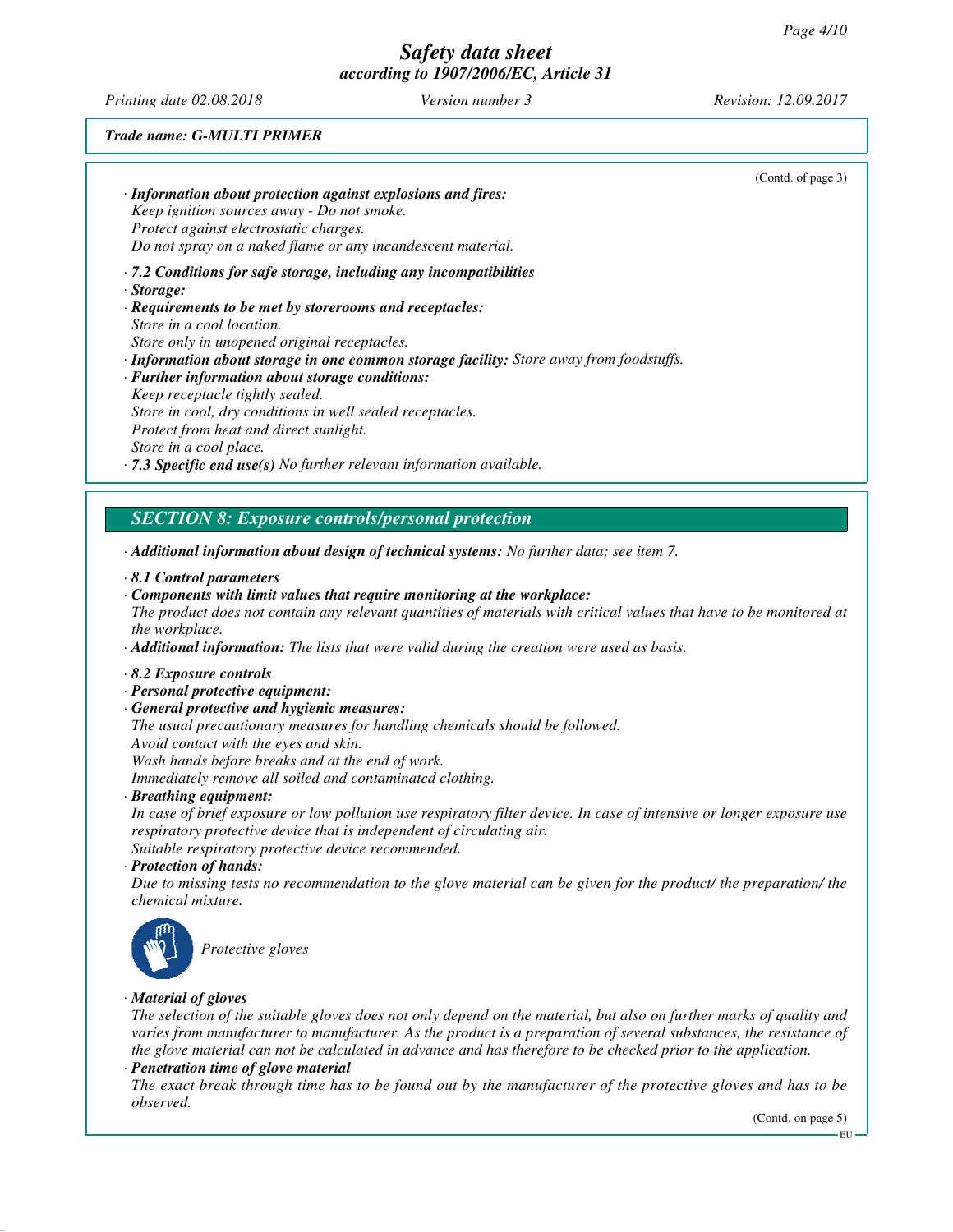(Contd. of page 3)

· ***Information about protection against explosions and fires:***
Keep ignition sources away - Do not smoke.
Protect against electrostatic charges.
Do not spray on a naked flame or any incandescent material.

· ***7.2 Conditions for safe storage, including any incompatibilities***

· ***Storage:***

· ***Requirements to be met by storerooms and receptacles:***
Store in a cool location.
Store only in unopened original receptacles.

· ***Information about storage in one common storage facility:*** *Store away from foodstuffs.*

· ***Further information about storage conditions:***
Keep receptacle tightly sealed.
Store in cool, dry conditions in well sealed receptacles.
Protect from heat and direct sunlight.
Store in a cool place.

· ***7.3 Specific end use(s)*** *No further relevant information available.*

## *SECTION 8: Exposure controls/personal protection*

· ***Additional information about design of technical systems:*** *No further data; see item 7.*

· ***8.1 Control parameters***

· ***Components with limit values that require monitoring at the workplace:***
The product does not contain any relevant quantities of materials with critical values that have to be monitored at the workplace.

· ***Additional information:*** *The lists that were valid during the creation were used as basis.*

· ***8.2 Exposure controls***

· ***Personal protective equipment:***

· ***General protective and hygienic measures:***
The usual precautionary measures for handling chemicals should be followed.
Avoid contact with the eyes and skin.
Wash hands before breaks and at the end of work.
Immediately remove all soiled and contaminated clothing.

· ***Breathing equipment:***
In case of brief exposure or low pollution use respiratory filter device. In case of intensive or longer exposure use respiratory protective device that is independent of circulating air.
Suitable respiratory protective device recommended.

· ***Protection of hands:***
Due to missing tests no recommendation to the glove material can be given for the product/ the preparation/ the chemical mixture.

*Protective gloves*

· ***Material of gloves***
The selection of the suitable gloves does not only depend on the material, but also on further marks of quality and varies from manufacturer to manufacturer. As the product is a preparation of several substances, the resistance of the glove material can not be calculated in advance and has therefore to be checked prior to the application.

· ***Penetration time of glove material***
The exact break through time has to be found out by the manufacturer of the protective gloves and has to be observed.

(Contd. on page 5)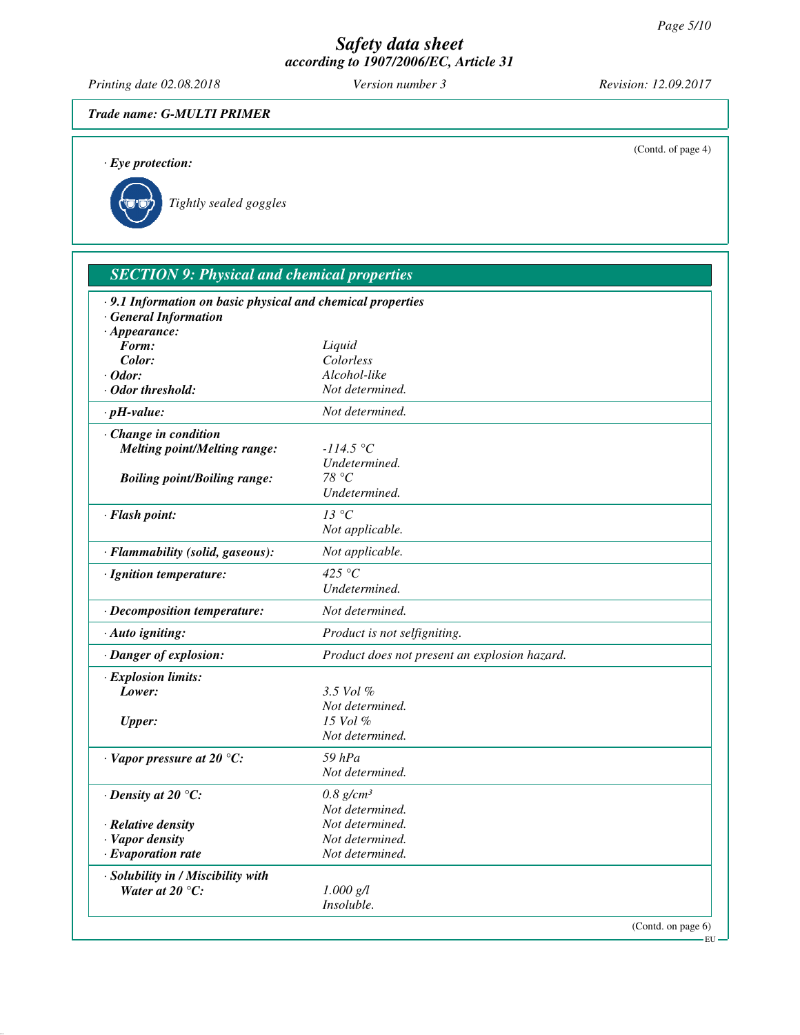**Trade name: G-MULTI PRIMER**

(Contd. of page 4)

· **Eye protection:**

Tightly sealed goggles

## SECTION 9: Physical and chemical properties

· **9.1 Information on basic physical and chemical properties**
· **General Information**

| | |
|---|---|
| · **Appearance:** | |
| **Form:** | Liquid |
| **Color:** | Colorless |
| · **Odor:** | Alcohol-like |
| · **Odor threshold:** | Not determined. |
| · **pH-value:** | Not determined. |
| · **Change in condition** | |
| **Melting point/Melting range:** | -114.5 °C<br>Undetermined. |
| **Boiling point/Boiling range:** | 78 °C<br>Undetermined. |
| · **Flash point:** | 13 °C<br>Not applicable. |
| · **Flammability (solid, gaseous):** | Not applicable. |
| · **Ignition temperature:** | 425 °C<br>Undetermined. |
| · **Decomposition temperature:** | Not determined. |
| · **Auto igniting:** | Product is not selfigniting. |
| · **Danger of explosion:** | Product does not present an explosion hazard. |
| · **Explosion limits:** | |
| **Lower:** | 3.5 Vol %<br>Not determined. |
| **Upper:** | 15 Vol %<br>Not determined. |
| · **Vapor pressure at 20 °C:** | 59 hPa<br>Not determined. |
| · **Density at 20 °C:** | 0.8 g/cm³<br>Not determined. |
| · **Relative density** | Not determined. |
| · **Vapor density** | Not determined. |
| · **Evaporation rate** | Not determined. |
| · **Solubility in / Miscibility with** | |
| **Water at 20 °C:** | 1.000 g/l<br>Insoluble. |

(Contd. on page 6)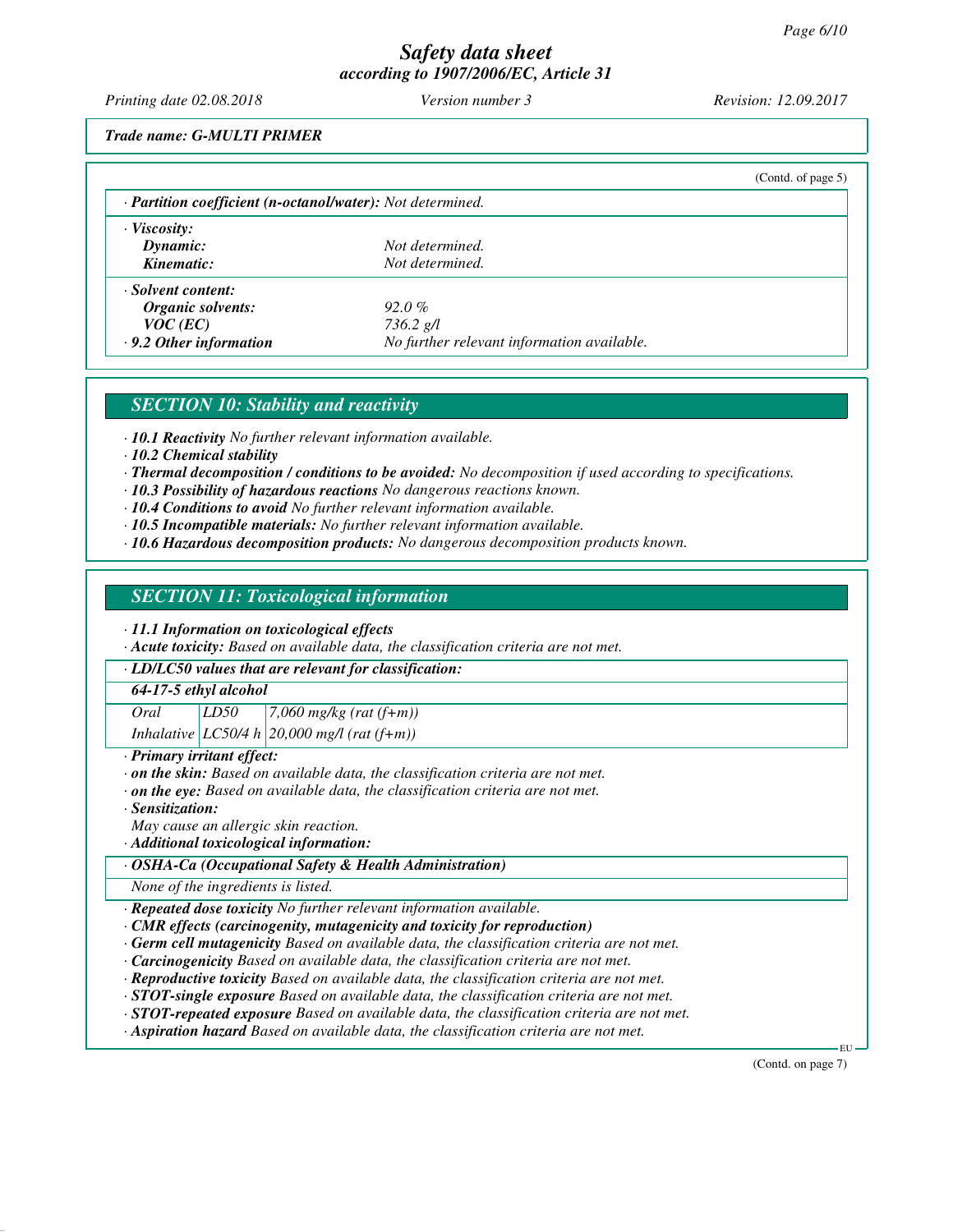*Trade name: G-MULTI PRIMER*

(Contd. of page 5)

· ***Partition coefficient (n-octanol/water):*** *Not determined.*

· ***Viscosity:***

| | |
|---|---|
| ***Dynamic:*** | *Not determined.* |
| ***Kinematic:*** | *Not determined.* |

· ***Solvent content:***

| | |
|---|---|
| ***Organic solvents:*** | *92.0 %* |
| ***VOC (EC)*** | *736.2 g/l* |
| · ***9.2 Other information*** | *No further relevant information available.* |

## *SECTION 10: Stability and reactivity*

· ***10.1 Reactivity*** *No further relevant information available.*
· ***10.2 Chemical stability***
· ***Thermal decomposition / conditions to be avoided:*** *No decomposition if used according to specifications.*
· ***10.3 Possibility of hazardous reactions*** *No dangerous reactions known.*
· ***10.4 Conditions to avoid*** *No further relevant information available.*
· ***10.5 Incompatible materials:*** *No further relevant information available.*
· ***10.6 Hazardous decomposition products:*** *No dangerous decomposition products known.*

## *SECTION 11: Toxicological information*

· ***11.1 Information on toxicological effects***
· ***Acute toxicity:*** *Based on available data, the classification criteria are not met.*

· ***LD/LC50 values that are relevant for classification:***

| ***64-17-5 ethyl alcohol*** | | |
|---|---|---|
| *Oral* | *LD50* | *7,060 mg/kg (rat (f+m))* |
| *Inhalative* | *LC50/4 h* | *20,000 mg/l (rat (f+m))* |

· ***Primary irritant effect:***
· ***on the skin:*** *Based on available data, the classification criteria are not met.*
· ***on the eye:*** *Based on available data, the classification criteria are not met.*
· ***Sensitization:***
*May cause an allergic skin reaction.*
· ***Additional toxicological information:***

· ***OSHA-Ca (Occupational Safety & Health Administration)***

*None of the ingredients is listed.*

· ***Repeated dose toxicity*** *No further relevant information available.*
· ***CMR effects (carcinogenity, mutagenicity and toxicity for reproduction)***
· ***Germ cell mutagenicity*** *Based on available data, the classification criteria are not met.*
· ***Carcinogenicity*** *Based on available data, the classification criteria are not met.*
· ***Reproductive toxicity*** *Based on available data, the classification criteria are not met.*
· ***STOT-single exposure*** *Based on available data, the classification criteria are not met.*
· ***STOT-repeated exposure*** *Based on available data, the classification criteria are not met.*
· ***Aspiration hazard*** *Based on available data, the classification criteria are not met.*

(Contd. on page 7)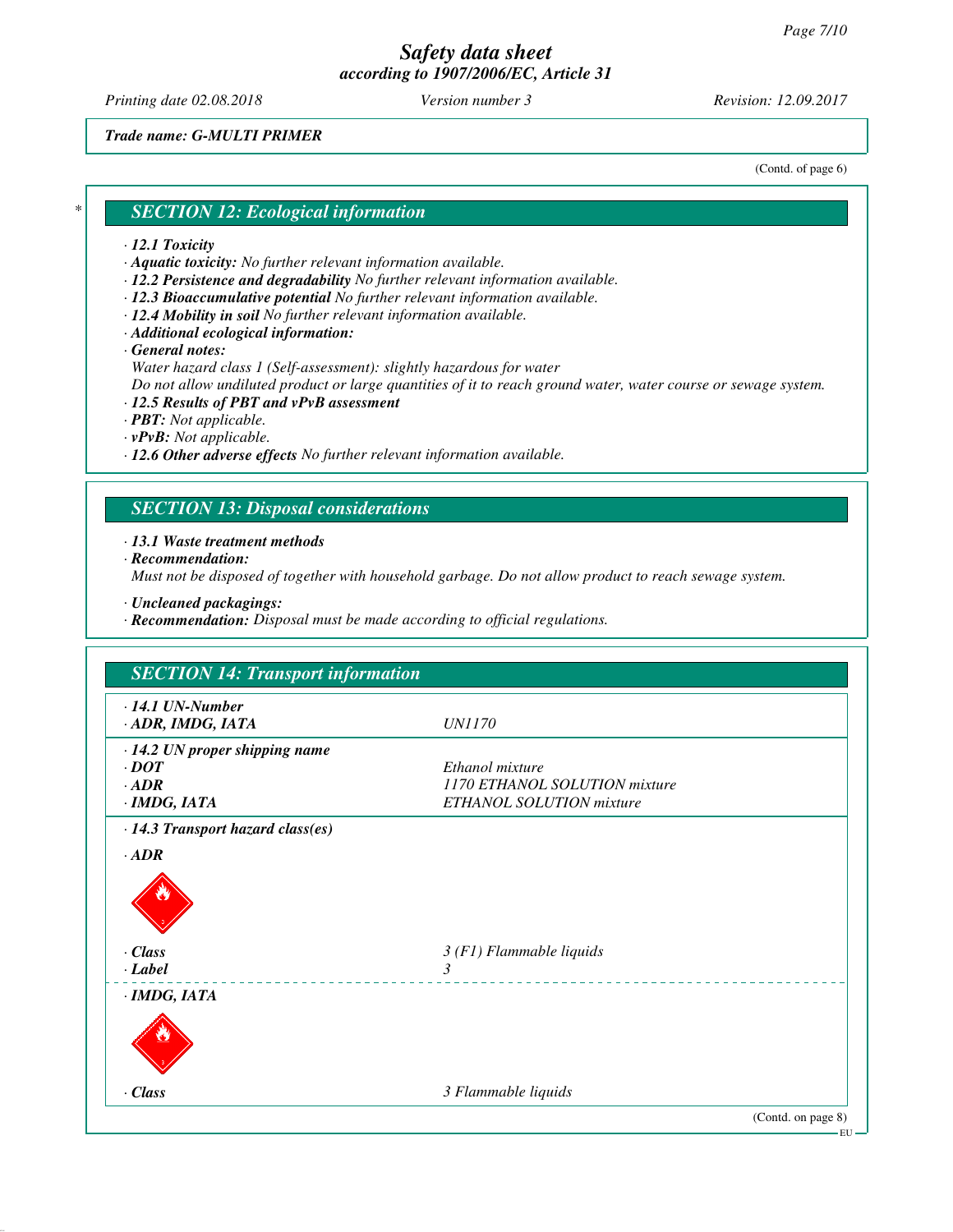Trade name: G-MULTI PRIMER

(Contd. of page 6)

## SECTION 12: Ecological information

· **12.1 Toxicity**
· **Aquatic toxicity:** No further relevant information available.
· **12.2 Persistence and degradability** No further relevant information available.
· **12.3 Bioaccumulative potential** No further relevant information available.
· **12.4 Mobility in soil** No further relevant information available.
· **Additional ecological information:**
· **General notes:**
Water hazard class 1 (Self-assessment): slightly hazardous for water
Do not allow undiluted product or large quantities of it to reach ground water, water course or sewage system.
· **12.5 Results of PBT and vPvB assessment**
· **PBT:** Not applicable.
· **vPvB:** Not applicable.
· **12.6 Other adverse effects** No further relevant information available.

## SECTION 13: Disposal considerations

· **13.1 Waste treatment methods**
· **Recommendation:**
Must not be disposed of together with household garbage. Do not allow product to reach sewage system.

· **Uncleaned packagings:**
· **Recommendation:** Disposal must be made according to official regulations.

## SECTION 14: Transport information

| | |
|---|---|
| · **14.1 UN-Number** | |
| · **ADR, IMDG, IATA** | UN1170 |
| · **14.2 UN proper shipping name** | |
| · **DOT** | Ethanol mixture |
| · **ADR** | 1170 ETHANOL SOLUTION mixture |
| · **IMDG, IATA** | ETHANOL SOLUTION mixture |
| · **14.3 Transport hazard class(es)** | |
| · **ADR** | |
| · **Class** | 3 (F1) Flammable liquids |
| · **Label** | 3 |
| · **IMDG, IATA** | |
| · **Class** | 3 Flammable liquids |

(Contd. on page 8)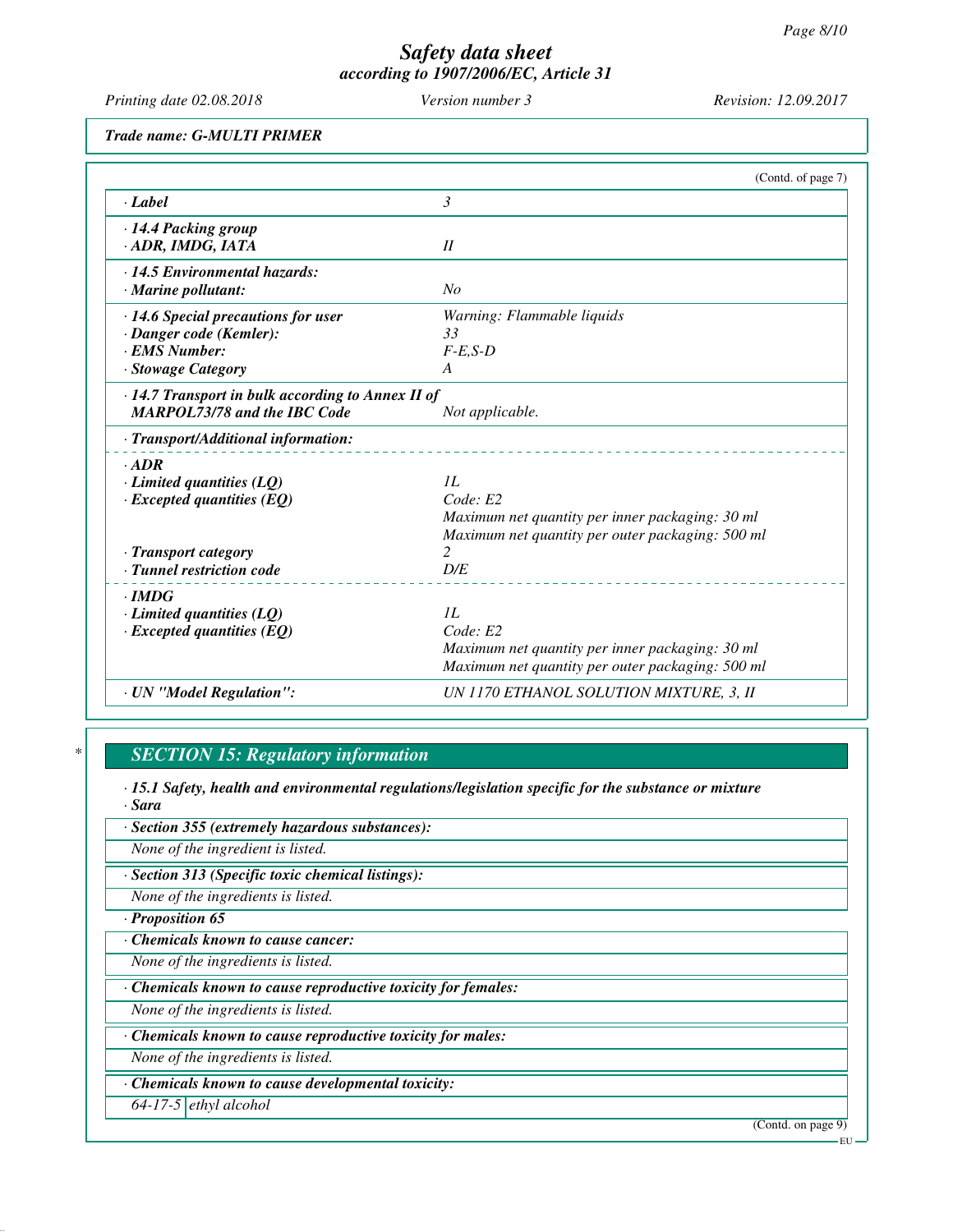*Trade name: G-MULTI PRIMER*

(Contd. of page 7)

| | |
|---|---|
| · **Label** | 3 |
| · **14.4 Packing group** | |
| · **ADR, IMDG, IATA** | II |
| · **14.5 Environmental hazards:** | |
| · **Marine pollutant:** | No |
| · **14.6 Special precautions for user** | Warning: Flammable liquids |
| · **Danger code (Kemler):** | 33 |
| · **EMS Number:** | F-E,S-D |
| · **Stowage Category** | A |
| · **14.7 Transport in bulk according to Annex II of MARPOL73/78 and the IBC Code** | Not applicable. |
| · **Transport/Additional information:** | |
| · **ADR** | |
| · **Limited quantities (LQ)** | 1L |
| · **Excepted quantities (EQ)** | Code: E2<br>Maximum net quantity per inner packaging: 30 ml<br>Maximum net quantity per outer packaging: 500 ml |
| · **Transport category** | 2 |
| · **Tunnel restriction code** | D/E |
| · **IMDG** | |
| · **Limited quantities (LQ)** | 1L |
| · **Excepted quantities (EQ)** | Code: E2<br>Maximum net quantity per inner packaging: 30 ml<br>Maximum net quantity per outer packaging: 500 ml |
| · **UN "Model Regulation":** | UN 1170 ETHANOL SOLUTION MIXTURE, 3, II |

## SECTION 15: Regulatory information

· **15.1 Safety, health and environmental regulations/legislation specific for the substance or mixture**

· **Sara**

· **Section 355 (extremely hazardous substances):**

None of the ingredient is listed.

· **Section 313 (Specific toxic chemical listings):**

None of the ingredients is listed.

· **Proposition 65**

· **Chemicals known to cause cancer:**

None of the ingredients is listed.

· **Chemicals known to cause reproductive toxicity for females:**

None of the ingredients is listed.

· **Chemicals known to cause reproductive toxicity for males:**

None of the ingredients is listed.

· **Chemicals known to cause developmental toxicity:**

| | |
|---|---|
| 64-17-5 | ethyl alcohol |

(Contd. on page 9)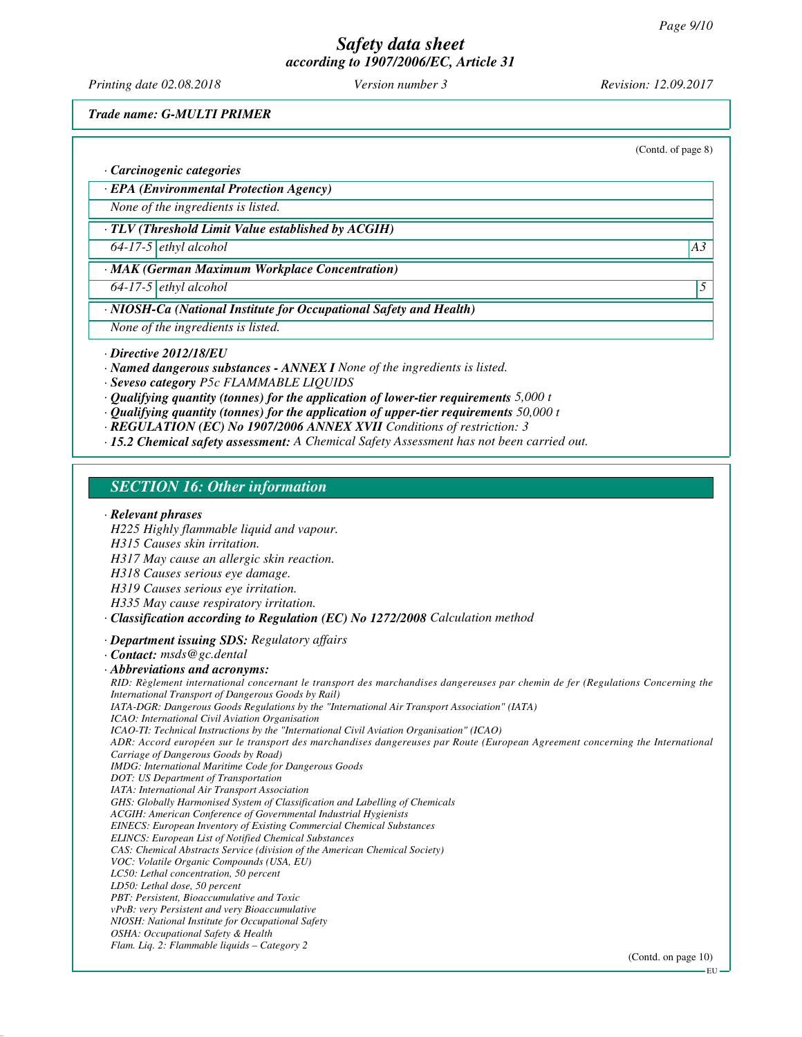*Trade name: G-MULTI PRIMER*

(Contd. of page 8)

· **Carcinogenic categories**

| · **EPA (Environmental Protection Agency)** | | |
|---|---|---|
| None of the ingredients is listed. | | |

| · **TLV (Threshold Limit Value established by ACGIH)** | | |
|---|---|---|
| 64-17-5 | ethyl alcohol | A3 |

| · **MAK (German Maximum Workplace Concentration)** | | |
|---|---|---|
| 64-17-5 | ethyl alcohol | 5 |

| · **NIOSH-Ca (National Institute for Occupational Safety and Health)** | | |
|---|---|---|
| None of the ingredients is listed. | | |

· **Directive 2012/18/EU**
· **Named dangerous substances - ANNEX I** None of the ingredients is listed.
· **Seveso category** P5c FLAMMABLE LIQUIDS
· **Qualifying quantity (tonnes) for the application of lower-tier requirements** 5,000 t
· **Qualifying quantity (tonnes) for the application of upper-tier requirements** 50,000 t
· **REGULATION (EC) No 1907/2006 ANNEX XVII** Conditions of restriction: 3
· **15.2 Chemical safety assessment:** A Chemical Safety Assessment has not been carried out.

## SECTION 16: Other information

· **Relevant phrases**
H225 Highly flammable liquid and vapour.
H315 Causes skin irritation.
H317 May cause an allergic skin reaction.
H318 Causes serious eye damage.
H319 Causes serious eye irritation.
H335 May cause respiratory irritation.
· **Classification according to Regulation (EC) No 1272/2008** Calculation method

· **Department issuing SDS:** Regulatory affairs
· **Contact:** msds@gc.dental
· **Abbreviations and acronyms:**
RID: Règlement international concernant le transport des marchandises dangereuses par chemin de fer (Regulations Concerning the International Transport of Dangerous Goods by Rail)
IATA-DGR: Dangerous Goods Regulations by the "International Air Transport Association" (IATA)
ICAO: International Civil Aviation Organisation
ICAO-TI: Technical Instructions by the "International Civil Aviation Organisation" (ICAO)
ADR: Accord européen sur le transport des marchandises dangereuses par Route (European Agreement concerning the International Carriage of Dangerous Goods by Road)
IMDG: International Maritime Code for Dangerous Goods
DOT: US Department of Transportation
IATA: International Air Transport Association
GHS: Globally Harmonised System of Classification and Labelling of Chemicals
ACGIH: American Conference of Governmental Industrial Hygienists
EINECS: European Inventory of Existing Commercial Chemical Substances
ELINCS: European List of Notified Chemical Substances
CAS: Chemical Abstracts Service (division of the American Chemical Society)
VOC: Volatile Organic Compounds (USA, EU)
LC50: Lethal concentration, 50 percent
LD50: Lethal dose, 50 percent
PBT: Persistent, Bioaccumulative and Toxic
vPvB: very Persistent and very Bioaccumulative
NIOSH: National Institute for Occupational Safety
OSHA: Occupational Safety & Health
Flam. Liq. 2: Flammable liquids – Category 2

(Contd. on page 10)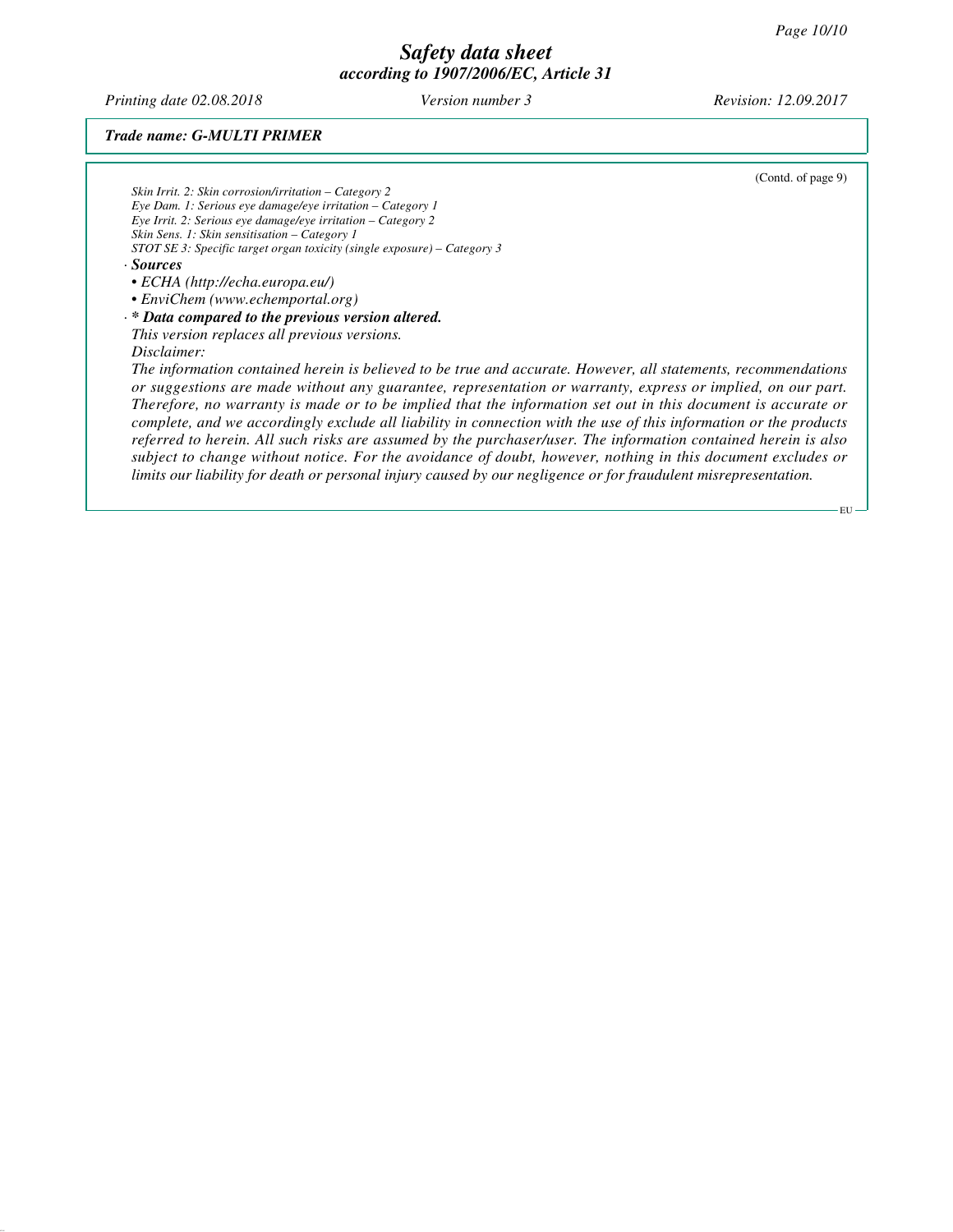*Trade name: G-MULTI PRIMER*

(Contd. of page 9)

*Skin Irrit. 2: Skin corrosion/irritation – Category 2*
*Eye Dam. 1: Serious eye damage/eye irritation – Category 1*
*Eye Irrit. 2: Serious eye damage/eye irritation – Category 2*
*Skin Sens. 1: Skin sensitisation – Category 1*
*STOT SE 3: Specific target organ toxicity (single exposure) – Category 3*

· ***Sources***

- *ECHA (http://echa.europa.eu/)*
- *EnviChem (www.echemportal.org)*

· ***\* Data compared to the previous version altered.***

*This version replaces all previous versions.*

*Disclaimer:*

*The information contained herein is believed to be true and accurate. However, all statements, recommendations or suggestions are made without any guarantee, representation or warranty, express or implied, on our part. Therefore, no warranty is made or to be implied that the information set out in this document is accurate or complete, and we accordingly exclude all liability in connection with the use of this information or the products referred to herein. All such risks are assumed by the purchaser/user. The information contained herein is also subject to change without notice. For the avoidance of doubt, however, nothing in this document excludes or limits our liability for death or personal injury caused by our negligence or for fraudulent misrepresentation.*

EU